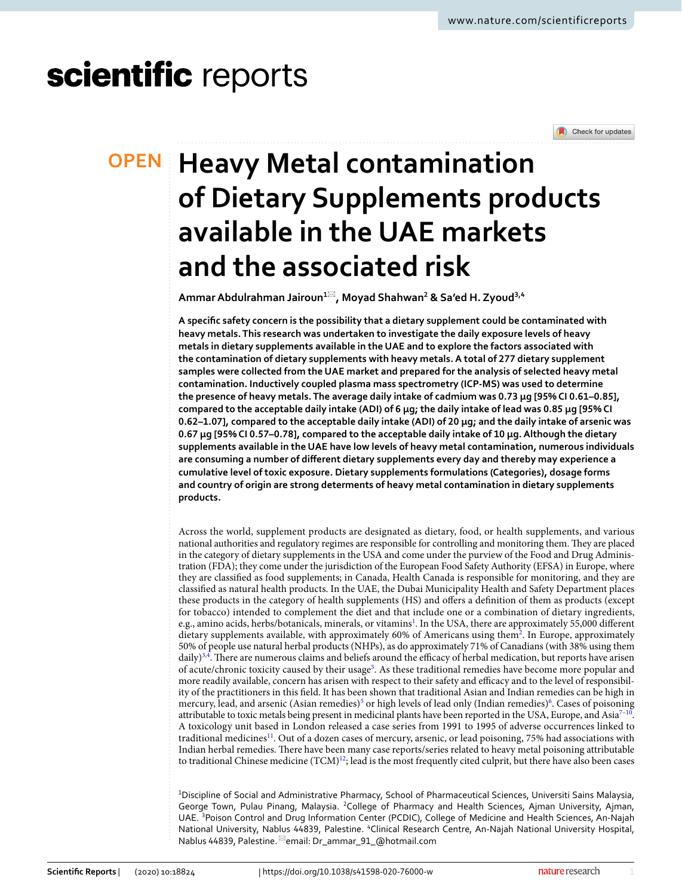# Heavy Metal contamination of Dietary Supplements products available in the UAE markets and the associated risk

**Ammar Abdulrahman Jairoun[1], Moyad Shahwan[2] & Sa'ed H. Zyoud[3,4]**

**A specific safety concern is the possibility that a dietary supplement could be contaminated with heavy metals. This research was undertaken to investigate the daily exposure levels of heavy metals in dietary supplements available in the UAE and to explore the factors associated with the contamination of dietary supplements with heavy metals. A total of 277 dietary supplement samples were collected from the UAE market and prepared for the analysis of selected heavy metal contamination. Inductively coupled plasma mass spectrometry (ICP-MS) was used to determine the presence of heavy metals. The average daily intake of cadmium was 0.73 µg [95% CI 0.61–0.85], compared to the acceptable daily intake (ADI) of 6 µg; the daily intake of lead was 0.85 µg [95% CI 0.62–1.07], compared to the acceptable daily intake (ADI) of 20 µg; and the daily intake of arsenic was 0.67 µg [95% CI 0.57–0.78], compared to the acceptable daily intake of 10 µg. Although the dietary supplements available in the UAE have low levels of heavy metal contamination, numerous individuals are consuming a number of different dietary supplements every day and thereby may experience a cumulative level of toxic exposure. Dietary supplements formulations (Categories), dosage forms and country of origin are strong determents of heavy metal contamination in dietary supplements products.**

Across the world, supplement products are designated as dietary, food, or health supplements, and various national authorities and regulatory regimes are responsible for controlling and monitoring them. They are placed in the category of dietary supplements in the USA and come under the purview of the Food and Drug Administration (FDA); they come under the jurisdiction of the European Food Safety Authority (EFSA) in Europe, where they are classified as food supplements; in Canada, Health Canada is responsible for monitoring, and they are classified as natural health products. In the UAE, the Dubai Municipality Health and Safety Department places these products in the category of health supplements (HS) and offers a definition of them as products (except for tobacco) intended to complement the diet and that include one or a combination of dietary ingredients, e.g., amino acids, herbs/botanicals, minerals, or vitamins[1]. In the USA, there are approximately 55,000 different dietary supplements available, with approximately 60% of Americans using them[2]. In Europe, approximately 50% of people use natural herbal products (NHPs), as do approximately 71% of Canadians (with 38% using them daily)[3,4]. There are numerous claims and beliefs around the efficacy of herbal medication, but reports have arisen of acute/chronic toxicity caused by their usage[5]. As these traditional remedies have become more popular and more readily available, concern has arisen with respect to their safety and efficacy and to the level of responsibility of the practitioners in this field. It has been shown that traditional Asian and Indian remedies can be high in mercury, lead, and arsenic (Asian remedies)[5] or high levels of lead only (Indian remedies)[6]. Cases of poisoning attributable to toxic metals being present in medicinal plants have been reported in the USA, Europe, and Asia[7–10]. A toxicology unit based in London released a case series from 1991 to 1995 of adverse occurrences linked to traditional medicines[11]. Out of a dozen cases of mercury, arsenic, or lead poisoning, 75% had associations with Indian herbal remedies. There have been many case reports/series related to heavy metal poisoning attributable to traditional Chinese medicine (TCM)[12]; lead is the most frequently cited culprit, but there have also been cases

[1]Discipline of Social and Administrative Pharmacy, School of Pharmaceutical Sciences, Universiti Sains Malaysia, George Town, Pulau Pinang, Malaysia. [2]College of Pharmacy and Health Sciences, Ajman University, Ajman, UAE. [3]Poison Control and Drug Information Center (PCDIC), College of Medicine and Health Sciences, An-Najah National University, Nablus 44839, Palestine. [4]Clinical Research Centre, An-Najah National University Hospital, Nablus 44839, Palestine. email: Dr_ammar_91_@hotmail.com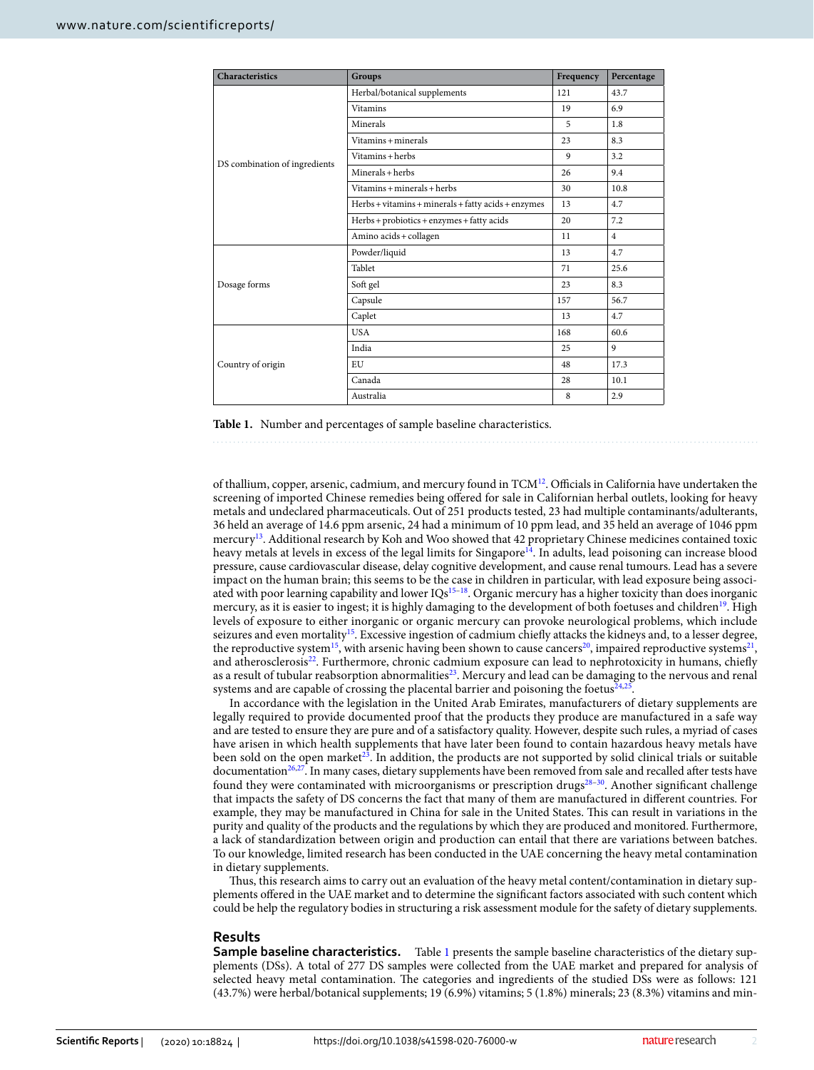| Characteristics | Groups | Frequency | Percentage |
|---|---|---|---|
| DS combination of ingredients | Herbal/botanical supplements | 121 | 43.7 |
| | Vitamins | 19 | 6.9 |
| | Minerals | 5 | 1.8 |
| | Vitamins + minerals | 23 | 8.3 |
| | Vitamins + herbs | 9 | 3.2 |
| | Minerals + herbs | 26 | 9.4 |
| | Vitamins + minerals + herbs | 30 | 10.8 |
| | Herbs + vitamins + minerals + fatty acids + enzymes | 13 | 4.7 |
| | Herbs + probiotics + enzymes + fatty acids | 20 | 7.2 |
| | Amino acids + collagen | 11 | 4 |
| Dosage forms | Powder/liquid | 13 | 4.7 |
| | Tablet | 71 | 25.6 |
| | Soft gel | 23 | 8.3 |
| | Capsule | 157 | 56.7 |
| | Caplet | 13 | 4.7 |
| Country of origin | USA | 168 | 60.6 |
| | India | 25 | 9 |
| | EU | 48 | 17.3 |
| | Canada | 28 | 10.1 |
| | Australia | 8 | 2.9 |

**Table 1.** Number and percentages of sample baseline characteristics.

of thallium, copper, arsenic, cadmium, and mercury found in TCM[12]. Officials in California have undertaken the screening of imported Chinese remedies being offered for sale in Californian herbal outlets, looking for heavy metals and undeclared pharmaceuticals. Out of 251 products tested, 23 had multiple contaminants/adulterants, 36 held an average of 14.6 ppm arsenic, 24 had a minimum of 10 ppm lead, and 35 held an average of 1046 ppm mercury[13]. Additional research by Koh and Woo showed that 42 proprietary Chinese medicines contained toxic heavy metals at levels in excess of the legal limits for Singapore[14]. In adults, lead poisoning can increase blood pressure, cause cardiovascular disease, delay cognitive development, and cause renal tumours. Lead has a severe impact on the human brain; this seems to be the case in children in particular, with lead exposure being associated with poor learning capability and lower IQs[15–18]. Organic mercury has a higher toxicity than does inorganic mercury, as it is easier to ingest; it is highly damaging to the development of both foetuses and children[19]. High levels of exposure to either inorganic or organic mercury can provoke neurological problems, which include seizures and even mortality[15]. Excessive ingestion of cadmium chiefly attacks the kidneys and, to a lesser degree, the reproductive system[15], with arsenic having been shown to cause cancers[20], impaired reproductive systems[21], and atherosclerosis[22]. Furthermore, chronic cadmium exposure can lead to nephrotoxicity in humans, chiefly as a result of tubular reabsorption abnormalities[23]. Mercury and lead can be damaging to the nervous and renal systems and are capable of crossing the placental barrier and poisoning the foetus[24,25].

In accordance with the legislation in the United Arab Emirates, manufacturers of dietary supplements are legally required to provide documented proof that the products they produce are manufactured in a safe way and are tested to ensure they are pure and of a satisfactory quality. However, despite such rules, a myriad of cases have arisen in which health supplements that have later been found to contain hazardous heavy metals have been sold on the open market[23]. In addition, the products are not supported by solid clinical trials or suitable documentation[26,27]. In many cases, dietary supplements have been removed from sale and recalled after tests have found they were contaminated with microorganisms or prescription drugs[28–30]. Another significant challenge that impacts the safety of DS concerns the fact that many of them are manufactured in different countries. For example, they may be manufactured in China for sale in the United States. This can result in variations in the purity and quality of the products and the regulations by which they are produced and monitored. Furthermore, a lack of standardization between origin and production can entail that there are variations between batches. To our knowledge, limited research has been conducted in the UAE concerning the heavy metal contamination in dietary supplements.

Thus, this research aims to carry out an evaluation of the heavy metal content/contamination in dietary supplements offered in the UAE market and to determine the significant factors associated with such content which could be help the regulatory bodies in structuring a risk assessment module for the safety of dietary supplements.

## Results

**Sample baseline characteristics.** Table 1 presents the sample baseline characteristics of the dietary supplements (DSs). A total of 277 DS samples were collected from the UAE market and prepared for analysis of selected heavy metal contamination. The categories and ingredients of the studied DSs were as follows: 121 (43.7%) were herbal/botanical supplements; 19 (6.9%) vitamins; 5 (1.8%) minerals; 23 (8.3%) vitamins and min-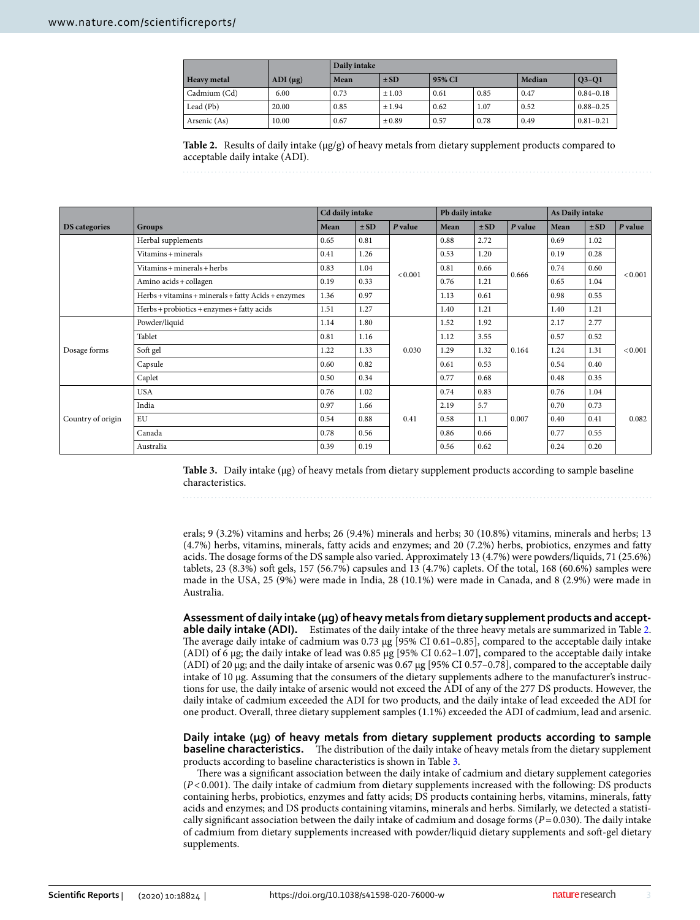| Heavy metal | ADI (µg) | Daily intake | | | | | |
|---|---|---|---|---|---|---|---|
| | | Mean | ± SD | 95% CI | | Median | Q3–Q1 |
| Cadmium (Cd) | 6.00 | 0.73 | ± 1.03 | 0.61 | 0.85 | 0.47 | 0.84–0.18 |
| Lead (Pb) | 20.00 | 0.85 | ± 1.94 | 0.62 | 1.07 | 0.52 | 0.88–0.25 |
| Arsenic (As) | 10.00 | 0.67 | ± 0.89 | 0.57 | 0.78 | 0.49 | 0.81–0.21 |

**Table 2.** Results of daily intake (µg/g) of heavy metals from dietary supplement products compared to acceptable daily intake (ADI).

| DS categories | Groups | Cd daily intake | | | Pb daily intake | | | As Daily intake | | |
|---|---|---|---|---|---|---|---|---|---|---|
| | | Mean | ± SD | *P* value | Mean | ± SD | *P* value | Mean | ± SD | *P* value |
| | Herbal supplements | 0.65 | 0.81 | < 0.001 | 0.88 | 2.72 | 0.666 | 0.69 | 1.02 | < 0.001 |
| | Vitamins + minerals | 0.41 | 1.26 | | 0.53 | 1.20 | | 0.19 | 0.28 | |
| | Vitamins + minerals + herbs | 0.83 | 1.04 | | 0.81 | 0.66 | | 0.74 | 0.60 | |
| | Amino acids + collagen | 0.19 | 0.33 | | 0.76 | 1.21 | | 0.65 | 1.04 | |
| | Herbs + vitamins + minerals + fatty Acids + enzymes | 1.36 | 0.97 | | 1.13 | 0.61 | | 0.98 | 0.55 | |
| | Herbs + probiotics + enzymes + fatty acids | 1.51 | 1.27 | | 1.40 | 1.21 | | 1.40 | 1.21 | |
| Dosage forms | Powder/liquid | 1.14 | 1.80 | 0.030 | 1.52 | 1.92 | 0.164 | 2.17 | 2.77 | < 0.001 |
| | Tablet | 0.81 | 1.16 | | 1.12 | 3.55 | | 0.57 | 0.52 | |
| | Soft gel | 1.22 | 1.33 | | 1.29 | 1.32 | | 1.24 | 1.31 | |
| | Capsule | 0.60 | 0.82 | | 0.61 | 0.53 | | 0.54 | 0.40 | |
| | Caplet | 0.50 | 0.34 | | 0.77 | 0.68 | | 0.48 | 0.35 | |
| Country of origin | USA | 0.76 | 1.02 | 0.41 | 0.74 | 0.83 | 0.007 | 0.76 | 1.04 | 0.082 |
| | India | 0.97 | 1.66 | | 2.19 | 5.7 | | 0.70 | 0.73 | |
| | EU | 0.54 | 0.88 | | 0.58 | 1.1 | | 0.40 | 0.41 | |
| | Canada | 0.78 | 0.56 | | 0.86 | 0.66 | | 0.77 | 0.55 | |
| | Australia | 0.39 | 0.19 | | 0.56 | 0.62 | | 0.24 | 0.20 | |

**Table 3.** Daily intake (µg) of heavy metals from dietary supplement products according to sample baseline characteristics.

erals; 9 (3.2%) vitamins and herbs; 26 (9.4%) minerals and herbs; 30 (10.8%) vitamins, minerals and herbs; 13 (4.7%) herbs, vitamins, minerals, fatty acids and enzymes; and 20 (7.2%) herbs, probiotics, enzymes and fatty acids. The dosage forms of the DS sample also varied. Approximately 13 (4.7%) were powders/liquids, 71 (25.6%) tablets, 23 (8.3%) soft gels, 157 (56.7%) capsules and 13 (4.7%) caplets. Of the total, 168 (60.6%) samples were made in the USA, 25 (9%) were made in India, 28 (10.1%) were made in Canada, and 8 (2.9%) were made in Australia.

**Assessment of daily intake (µg) of heavy metals from dietary supplement products and acceptable daily intake (ADI).** Estimates of the daily intake of the three heavy metals are summarized in Table 2. The average daily intake of cadmium was 0.73 µg [95% CI 0.61–0.85], compared to the acceptable daily intake (ADI) of 6 µg; the daily intake of lead was 0.85 µg [95% CI 0.62–1.07], compared to the acceptable daily intake (ADI) of 20 µg; and the daily intake of arsenic was 0.67 µg [95% CI 0.57–0.78], compared to the acceptable daily intake of 10 µg. Assuming that the consumers of the dietary supplements adhere to the manufacturer's instructions for use, the daily intake of arsenic would not exceed the ADI of any of the 277 DS products. However, the daily intake of cadmium exceeded the ADI for two products, and the daily intake of lead exceeded the ADI for one product. Overall, three dietary supplement samples (1.1%) exceeded the ADI of cadmium, lead and arsenic.

**Daily intake (µg) of heavy metals from dietary supplement products according to sample baseline characteristics.** The distribution of the daily intake of heavy metals from the dietary supplement products according to baseline characteristics is shown in Table 3.

There was a significant association between the daily intake of cadmium and dietary supplement categories ($P < 0.001$). The daily intake of cadmium from dietary supplements increased with the following: DS products containing herbs, probiotics, enzymes and fatty acids; DS products containing herbs, vitamins, minerals, fatty acids and enzymes; and DS products containing vitamins, minerals and herbs. Similarly, we detected a statistically significant association between the daily intake of cadmium and dosage forms ($P = 0.030$). The daily intake of cadmium from dietary supplements increased with powder/liquid dietary supplements and soft-gel dietary supplements.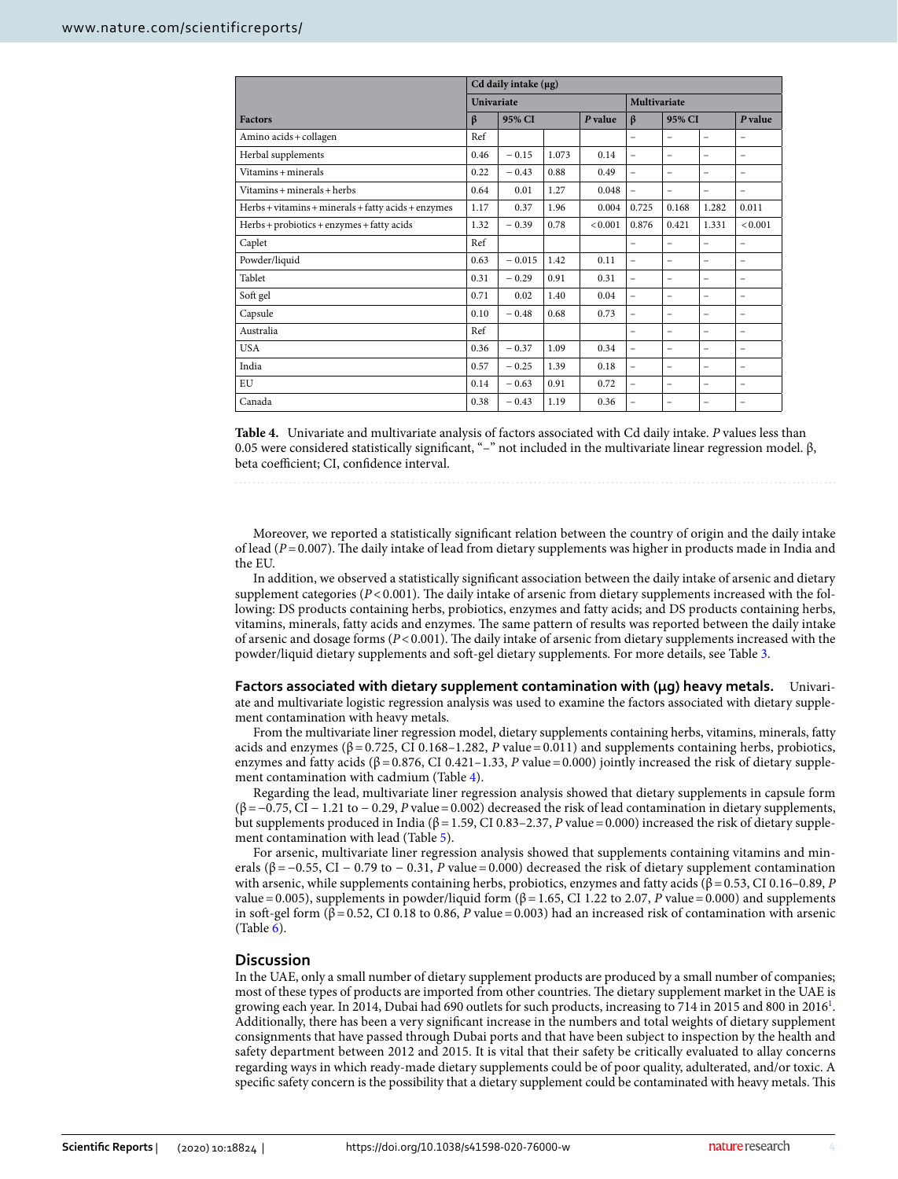| Factors | Cd daily intake (µg) | | | | | | | |
|---|---|---|---|---|---|---|---|---|
| | Univariate | | | | Multivariate | | | |
| | β | 95% CI | | P value | β | 95% CI | | P value |
| Amino acids + collagen | Ref | | | | – | – | – | – |
| Herbal supplements | 0.46 | − 0.15 | 1.073 | 0.14 | – | – | – | – |
| Vitamins + minerals | 0.22 | − 0.43 | 0.88 | 0.49 | – | – | – | – |
| Vitamins + minerals + herbs | 0.64 | 0.01 | 1.27 | 0.048 | – | – | – | – |
| Herbs + vitamins + minerals + fatty acids + enzymes | 1.17 | 0.37 | 1.96 | 0.004 | 0.725 | 0.168 | 1.282 | 0.011 |
| Herbs + probiotics + enzymes + fatty acids | 1.32 | − 0.39 | 0.78 | < 0.001 | 0.876 | 0.421 | 1.331 | < 0.001 |
| Caplet | Ref | | | | – | – | – | – |
| Powder/liquid | 0.63 | − 0.015 | 1.42 | 0.11 | – | – | – | – |
| Tablet | 0.31 | − 0.29 | 0.91 | 0.31 | – | – | – | – |
| Soft gel | 0.71 | 0.02 | 1.40 | 0.04 | – | – | – | – |
| Capsule | 0.10 | − 0.48 | 0.68 | 0.73 | – | – | – | – |
| Australia | Ref | | | | – | – | – | – |
| USA | 0.36 | − 0.37 | 1.09 | 0.34 | – | – | – | – |
| India | 0.57 | − 0.25 | 1.39 | 0.18 | – | – | – | – |
| EU | 0.14 | − 0.63 | 0.91 | 0.72 | – | – | – | – |
| Canada | 0.38 | − 0.43 | 1.19 | 0.36 | – | – | – | – |

**Table 4.** Univariate and multivariate analysis of factors associated with Cd daily intake. *P* values less than 0.05 were considered statistically significant, "–" not included in the multivariate linear regression model. β, beta coefficient; CI, confidence interval.

Moreover, we reported a statistically significant relation between the country of origin and the daily intake of lead ($P = 0.007$). The daily intake of lead from dietary supplements was higher in products made in India and the EU.

In addition, we observed a statistically significant association between the daily intake of arsenic and dietary supplement categories ($P < 0.001$). The daily intake of arsenic from dietary supplements increased with the following: DS products containing herbs, probiotics, enzymes and fatty acids; and DS products containing herbs, vitamins, minerals, fatty acids and enzymes. The same pattern of results was reported between the daily intake of arsenic and dosage forms ($P < 0.001$). The daily intake of arsenic from dietary supplements increased with the powder/liquid dietary supplements and soft-gel dietary supplements. For more details, see Table 3.

### Factors associated with dietary supplement contamination with (µg) heavy metals.

Univariate and multivariate logistic regression analysis was used to examine the factors associated with dietary supplement contamination with heavy metals.

From the multivariate liner regression model, dietary supplements containing herbs, vitamins, minerals, fatty acids and enzymes (β = 0.725, CI 0.168–1.282, *P* value = 0.011) and supplements containing herbs, probiotics, enzymes and fatty acids (β = 0.876, CI 0.421–1.33, *P* value = 0.000) jointly increased the risk of dietary supplement contamination with cadmium (Table 4).

Regarding the lead, multivariate liner regression analysis showed that dietary supplements in capsule form (β = −0.75, CI − 1.21 to − 0.29, *P* value = 0.002) decreased the risk of lead contamination in dietary supplements, but supplements produced in India (β = 1.59, CI 0.83–2.37, *P* value = 0.000) increased the risk of dietary supplement contamination with lead (Table 5).

For arsenic, multivariate liner regression analysis showed that supplements containing vitamins and minerals (β = −0.55, CI − 0.79 to − 0.31, *P* value = 0.000) decreased the risk of dietary supplement contamination with arsenic, while supplements containing herbs, probiotics, enzymes and fatty acids (β = 0.53, CI 0.16–0.89, *P* value = 0.005), supplements in powder/liquid form (β = 1.65, CI 1.22 to 2.07, *P* value = 0.000) and supplements in soft-gel form (β = 0.52, CI 0.18 to 0.86, *P* value = 0.003) had an increased risk of contamination with arsenic (Table 6).

## Discussion

In the UAE, only a small number of dietary supplement products are produced by a small number of companies; most of these types of products are imported from other countries. The dietary supplement market in the UAE is growing each year. In 2014, Dubai had 690 outlets for such products, increasing to 714 in 2015 and 800 in 2016[1]. Additionally, there has been a very significant increase in the numbers and total weights of dietary supplement consignments that have passed through Dubai ports and that have been subject to inspection by the health and safety department between 2012 and 2015. It is vital that their safety be critically evaluated to allay concerns regarding ways in which ready-made dietary supplements could be of poor quality, adulterated, and/or toxic. A specific safety concern is the possibility that a dietary supplement could be contaminated with heavy metals. This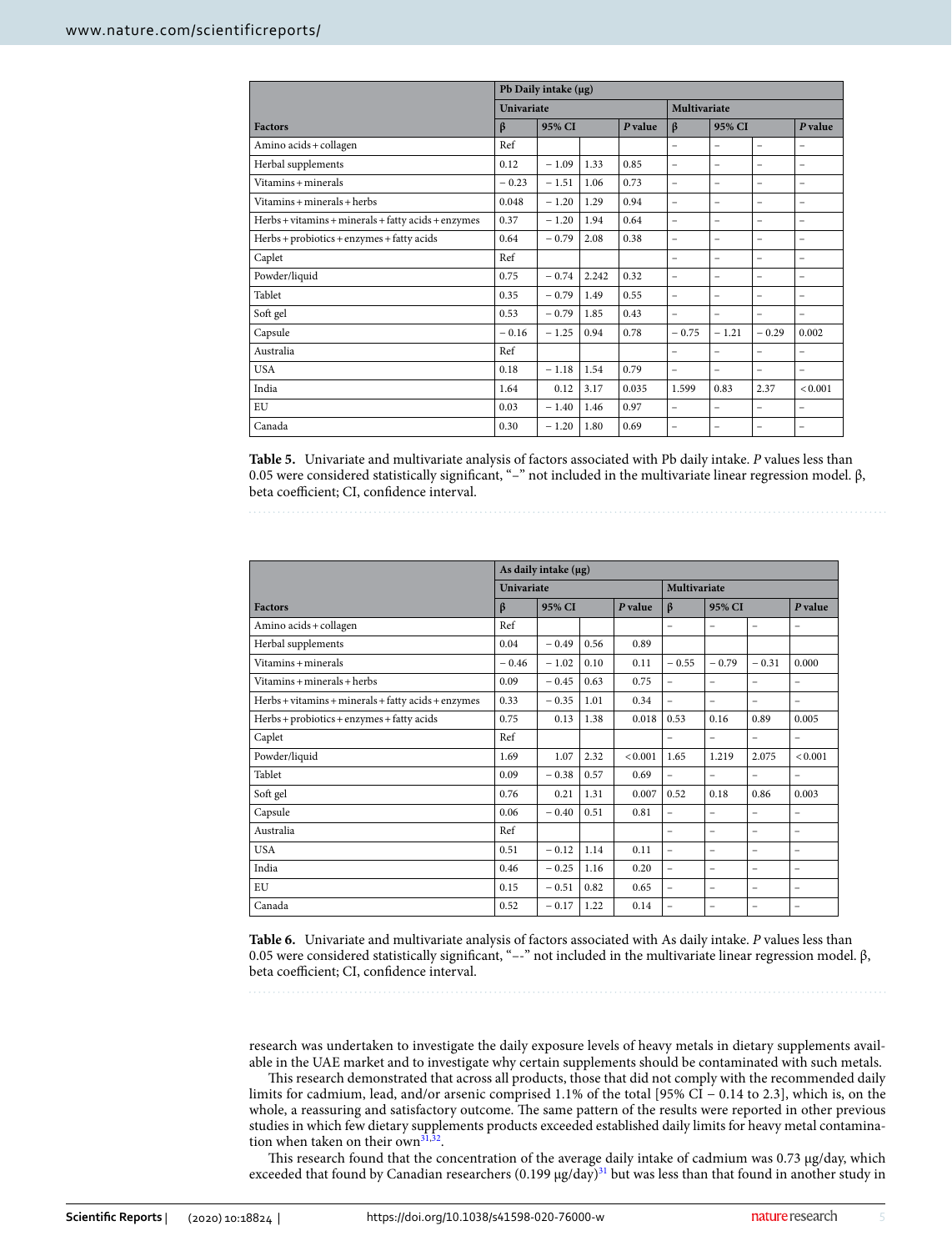| Factors | Pb Daily intake (µg) | | | | | | | |
|---|---|---|---|---|---|---|---|---|
| | Univariate | | | | Multivariate | | | |
| | β | 95% CI | | P value | β | 95% CI | | P value |
| Amino acids + collagen | Ref | | | | – | – | – | – |
| Herbal supplements | 0.12 | − 1.09 | 1.33 | 0.85 | – | – | – | – |
| Vitamins + minerals | − 0.23 | − 1.51 | 1.06 | 0.73 | – | – | – | – |
| Vitamins + minerals + herbs | 0.048 | − 1.20 | 1.29 | 0.94 | – | – | – | – |
| Herbs + vitamins + minerals + fatty acids + enzymes | 0.37 | − 1.20 | 1.94 | 0.64 | – | – | – | – |
| Herbs + probiotics + enzymes + fatty acids | 0.64 | − 0.79 | 2.08 | 0.38 | – | – | – | – |
| Caplet | Ref | | | | – | – | – | – |
| Powder/liquid | 0.75 | − 0.74 | 2.242 | 0.32 | – | – | – | – |
| Tablet | 0.35 | − 0.79 | 1.49 | 0.55 | – | – | – | – |
| Soft gel | 0.53 | − 0.79 | 1.85 | 0.43 | – | – | – | – |
| Capsule | − 0.16 | − 1.25 | 0.94 | 0.78 | − 0.75 | − 1.21 | − 0.29 | 0.002 |
| Australia | Ref | | | | – | – | – | – |
| USA | 0.18 | − 1.18 | 1.54 | 0.79 | – | – | – | – |
| India | 1.64 | 0.12 | 3.17 | 0.035 | 1.599 | 0.83 | 2.37 | < 0.001 |
| EU | 0.03 | − 1.40 | 1.46 | 0.97 | – | – | – | – |
| Canada | 0.30 | − 1.20 | 1.80 | 0.69 | – | – | – | – |

**Table 5.** Univariate and multivariate analysis of factors associated with Pb daily intake. *P* values less than 0.05 were considered statistically significant, "–" not included in the multivariate linear regression model. β, beta coefficient; CI, confidence interval.

| Factors | As daily intake (µg) | | | | | | | |
|---|---|---|---|---|---|---|---|---|
| | Univariate | | | | Multivariate | | | |
| | β | 95% CI | | P value | β | 95% CI | | P value |
| Amino acids + collagen | Ref | | | | – | – | – | – |
| Herbal supplements | 0.04 | − 0.49 | 0.56 | 0.89 | | | | |
| Vitamins + minerals | − 0.46 | − 1.02 | 0.10 | 0.11 | − 0.55 | − 0.79 | − 0.31 | 0.000 |
| Vitamins + minerals + herbs | 0.09 | − 0.45 | 0.63 | 0.75 | – | – | – | – |
| Herbs + vitamins + minerals + fatty acids + enzymes | 0.33 | − 0.35 | 1.01 | 0.34 | – | – | – | – |
| Herbs + probiotics + enzymes + fatty acids | 0.75 | 0.13 | 1.38 | 0.018 | 0.53 | 0.16 | 0.89 | 0.005 |
| Caplet | Ref | | | | – | – | – | – |
| Powder/liquid | 1.69 | 1.07 | 2.32 | < 0.001 | 1.65 | 1.219 | 2.075 | < 0.001 |
| Tablet | 0.09 | − 0.38 | 0.57 | 0.69 | – | – | – | – |
| Soft gel | 0.76 | 0.21 | 1.31 | 0.007 | 0.52 | 0.18 | 0.86 | 0.003 |
| Capsule | 0.06 | − 0.40 | 0.51 | 0.81 | – | – | – | – |
| Australia | Ref | | | | – | – | – | – |
| USA | 0.51 | − 0.12 | 1.14 | 0.11 | – | – | – | – |
| India | 0.46 | − 0.25 | 1.16 | 0.20 | – | – | – | – |
| EU | 0.15 | − 0.51 | 0.82 | 0.65 | – | – | – | – |
| Canada | 0.52 | − 0.17 | 1.22 | 0.14 | – | – | – | – |

**Table 6.** Univariate and multivariate analysis of factors associated with As daily intake. *P* values less than 0.05 were considered statistically significant, "–-" not included in the multivariate linear regression model. β, beta coefficient; CI, confidence interval.

research was undertaken to investigate the daily exposure levels of heavy metals in dietary supplements available in the UAE market and to investigate why certain supplements should be contaminated with such metals.

This research demonstrated that across all products, those that did not comply with the recommended daily limits for cadmium, lead, and/or arsenic comprised 1.1% of the total [95% CI − 0.14 to 2.3], which is, on the whole, a reassuring and satisfactory outcome. The same pattern of the results were reported in other previous studies in which few dietary supplements products exceeded established daily limits for heavy metal contamination when taken on their own[31,32].

This research found that the concentration of the average daily intake of cadmium was 0.73 µg/day, which exceeded that found by Canadian researchers (0.199 µg/day)[31] but was less than that found in another study in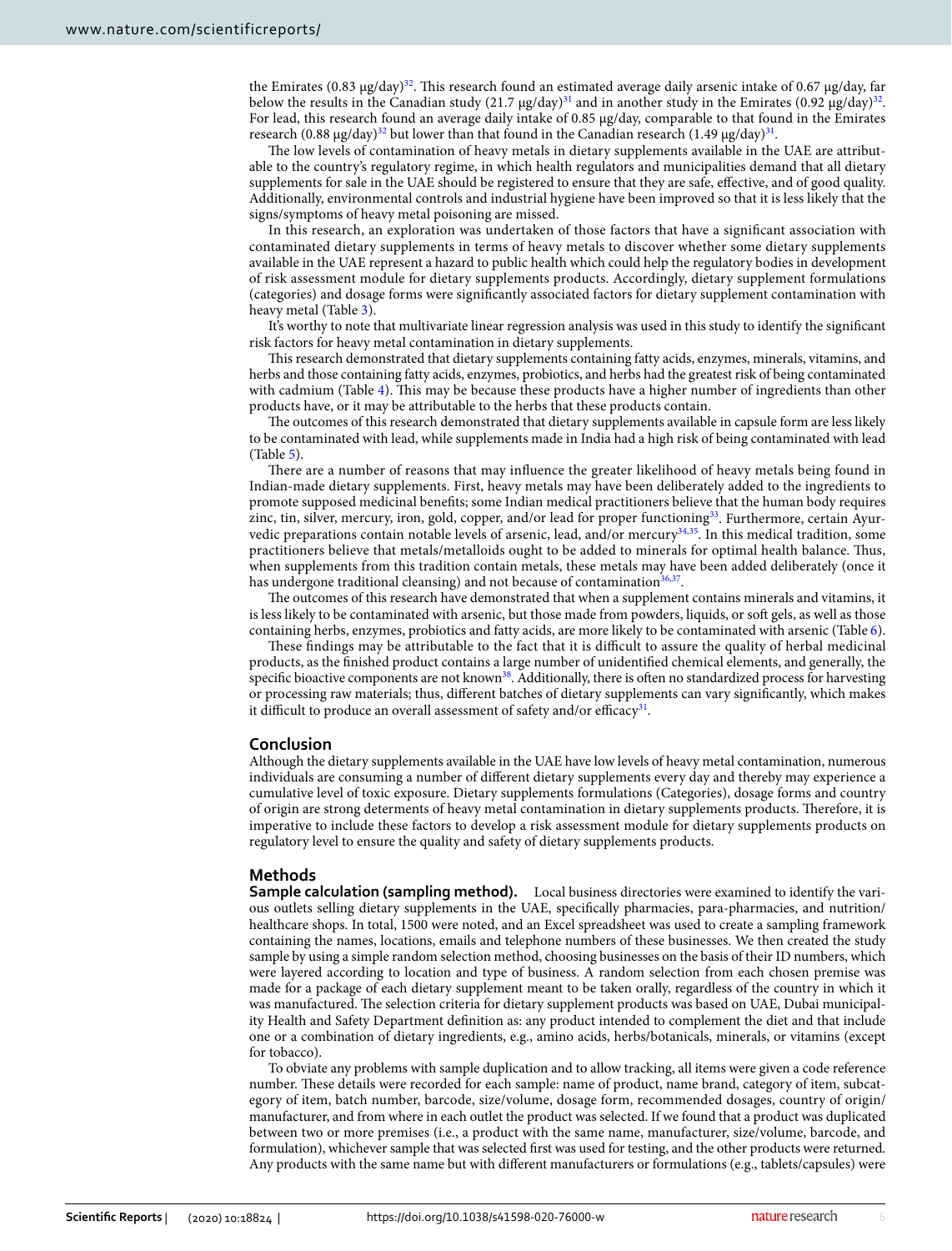the Emirates (0.83 μg/day)[32]. This research found an estimated average daily arsenic intake of 0.67 μg/day, far below the results in the Canadian study (21.7 μg/day)[31] and in another study in the Emirates (0.92 μg/day)[32]. For lead, this research found an average daily intake of 0.85 μg/day, comparable to that found in the Emirates research (0.88 μg/day)[32] but lower than that found in the Canadian research (1.49 μg/day)[31].

The low levels of contamination of heavy metals in dietary supplements available in the UAE are attributable to the country's regulatory regime, in which health regulators and municipalities demand that all dietary supplements for sale in the UAE should be registered to ensure that they are safe, effective, and of good quality. Additionally, environmental controls and industrial hygiene have been improved so that it is less likely that the signs/symptoms of heavy metal poisoning are missed.

In this research, an exploration was undertaken of those factors that have a significant association with contaminated dietary supplements in terms of heavy metals to discover whether some dietary supplements available in the UAE represent a hazard to public health which could help the regulatory bodies in development of risk assessment module for dietary supplements products. Accordingly, dietary supplement formulations (categories) and dosage forms were significantly associated factors for dietary supplement contamination with heavy metal (Table 3).

It's worthy to note that multivariate linear regression analysis was used in this study to identify the significant risk factors for heavy metal contamination in dietary supplements.

This research demonstrated that dietary supplements containing fatty acids, enzymes, minerals, vitamins, and herbs and those containing fatty acids, enzymes, probiotics, and herbs had the greatest risk of being contaminated with cadmium (Table 4). This may be because these products have a higher number of ingredients than other products have, or it may be attributable to the herbs that these products contain.

The outcomes of this research demonstrated that dietary supplements available in capsule form are less likely to be contaminated with lead, while supplements made in India had a high risk of being contaminated with lead (Table 5).

There are a number of reasons that may influence the greater likelihood of heavy metals being found in Indian-made dietary supplements. First, heavy metals may have been deliberately added to the ingredients to promote supposed medicinal benefits; some Indian medical practitioners believe that the human body requires zinc, tin, silver, mercury, iron, gold, copper, and/or lead for proper functioning[33]. Furthermore, certain Ayurvedic preparations contain notable levels of arsenic, lead, and/or mercury[34,35]. In this medical tradition, some practitioners believe that metals/metalloids ought to be added to minerals for optimal health balance. Thus, when supplements from this tradition contain metals, these metals may have been added deliberately (once it has undergone traditional cleansing) and not because of contamination[36,37].

The outcomes of this research have demonstrated that when a supplement contains minerals and vitamins, it is less likely to be contaminated with arsenic, but those made from powders, liquids, or soft gels, as well as those containing herbs, enzymes, probiotics and fatty acids, are more likely to be contaminated with arsenic (Table 6).

These findings may be attributable to the fact that it is difficult to assure the quality of herbal medicinal products, as the finished product contains a large number of unidentified chemical elements, and generally, the specific bioactive components are not known[38]. Additionally, there is often no standardized process for harvesting or processing raw materials; thus, different batches of dietary supplements can vary significantly, which makes it difficult to produce an overall assessment of safety and/or efficacy[31].

## Conclusion

Although the dietary supplements available in the UAE have low levels of heavy metal contamination, numerous individuals are consuming a number of different dietary supplements every day and thereby may experience a cumulative level of toxic exposure. Dietary supplements formulations (Categories), dosage forms and country of origin are strong determents of heavy metal contamination in dietary supplements products. Therefore, it is imperative to include these factors to develop a risk assessment module for dietary supplements products on regulatory level to ensure the quality and safety of dietary supplements products.

## Methods

**Sample calculation (sampling method).** Local business directories were examined to identify the various outlets selling dietary supplements in the UAE, specifically pharmacies, para-pharmacies, and nutrition/healthcare shops. In total, 1500 were noted, and an Excel spreadsheet was used to create a sampling framework containing the names, locations, emails and telephone numbers of these businesses. We then created the study sample by using a simple random selection method, choosing businesses on the basis of their ID numbers, which were layered according to location and type of business. A random selection from each chosen premise was made for a package of each dietary supplement meant to be taken orally, regardless of the country in which it was manufactured. The selection criteria for dietary supplement products was based on UAE, Dubai municipality Health and Safety Department definition as: any product intended to complement the diet and that include one or a combination of dietary ingredients, e.g., amino acids, herbs/botanicals, minerals, or vitamins (except for tobacco).

To obviate any problems with sample duplication and to allow tracking, all items were given a code reference number. These details were recorded for each sample: name of product, name brand, category of item, subcategory of item, batch number, barcode, size/volume, dosage form, recommended dosages, country of origin/manufacturer, and from where in each outlet the product was selected. If we found that a product was duplicated between two or more premises (i.e., a product with the same name, manufacturer, size/volume, barcode, and formulation), whichever sample that was selected first was used for testing, and the other products were returned. Any products with the same name but with different manufacturers or formulations (e.g., tablets/capsules) were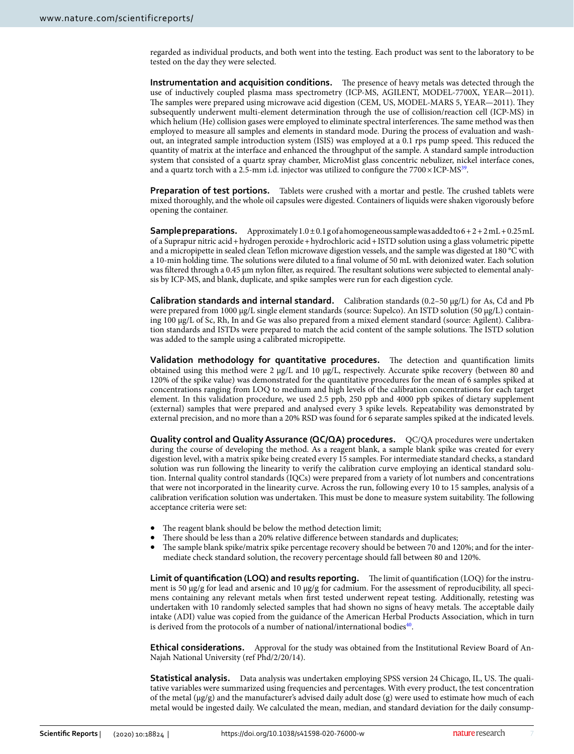regarded as individual products, and both went into the testing. Each product was sent to the laboratory to be tested on the day they were selected.

**Instrumentation and acquisition conditions.** The presence of heavy metals was detected through the use of inductively coupled plasma mass spectrometry (ICP-MS, AGILENT, MODEL-7700X, YEAR—2011). The samples were prepared using microwave acid digestion (CEM, US, MODEL-MARS 5, YEAR—2011). They subsequently underwent multi-element determination through the use of collision/reaction cell (ICP-MS) in which helium (He) collision gases were employed to eliminate spectral interferences. The same method was then employed to measure all samples and elements in standard mode. During the process of evaluation and washout, an integrated sample introduction system (ISIS) was employed at a 0.1 rps pump speed. This reduced the quantity of matrix at the interface and enhanced the throughput of the sample. A standard sample introduction system that consisted of a quartz spray chamber, MicroMist glass concentric nebulizer, nickel interface cones, and a quartz torch with a 2.5-mm i.d. injector was utilized to configure the 7700×ICP-MS[39].

**Preparation of test portions.** Tablets were crushed with a mortar and pestle. The crushed tablets were mixed thoroughly, and the whole oil capsules were digested. Containers of liquids were shaken vigorously before opening the container.

**Sample preparations.** Approximately 1.0 ± 0.1 g of a homogeneous sample was added to 6 + 2 + 2 mL + 0.25 mL of a Suprapur nitric acid + hydrogen peroxide + hydrochloric acid + ISTD solution using a glass volumetric pipette and a micropipette in sealed clean Teflon microwave digestion vessels, and the sample was digested at 180 °C with a 10-min holding time. The solutions were diluted to a final volume of 50 mL with deionized water. Each solution was filtered through a 0.45 µm nylon filter, as required. The resultant solutions were subjected to elemental analysis by ICP-MS, and blank, duplicate, and spike samples were run for each digestion cycle.

**Calibration standards and internal standard.** Calibration standards (0.2–50 µg/L) for As, Cd and Pb were prepared from 1000 µg/L single element standards (source: Supelco). An ISTD solution (50 µg/L) containing 100 µg/L of Sc, Rh, In and Ge was also prepared from a mixed element standard (source: Agilent). Calibration standards and ISTDs were prepared to match the acid content of the sample solutions. The ISTD solution was added to the sample using a calibrated micropipette.

**Validation methodology for quantitative procedures.** The detection and quantification limits obtained using this method were 2 µg/L and 10 µg/L, respectively. Accurate spike recovery (between 80 and 120% of the spike value) was demonstrated for the quantitative procedures for the mean of 6 samples spiked at concentrations ranging from LOQ to medium and high levels of the calibration concentrations for each target element. In this validation procedure, we used 2.5 ppb, 250 ppb and 4000 ppb spikes of dietary supplement (external) samples that were prepared and analysed every 3 spike levels. Repeatability was demonstrated by external precision, and no more than a 20% RSD was found for 6 separate samples spiked at the indicated levels.

**Quality control and Quality Assurance (QC/QA) procedures.** QC/QA procedures were undertaken during the course of developing the method. As a reagent blank, a sample blank spike was created for every digestion level, with a matrix spike being created every 15 samples. For intermediate standard checks, a standard solution was run following the linearity to verify the calibration curve employing an identical standard solution. Internal quality control standards (IQCs) were prepared from a variety of lot numbers and concentrations that were not incorporated in the linearity curve. Across the run, following every 10 to 15 samples, analysis of a calibration verification solution was undertaken. This must be done to measure system suitability. The following acceptance criteria were set:

- The reagent blank should be below the method detection limit;
- There should be less than a 20% relative difference between standards and duplicates;
- The sample blank spike/matrix spike percentage recovery should be between 70 and 120%; and for the intermediate check standard solution, the recovery percentage should fall between 80 and 120%.

**Limit of quantification (LOQ) and results reporting.** The limit of quantification (LOQ) for the instrument is 50 µg/g for lead and arsenic and 10 µg/g for cadmium. For the assessment of reproducibility, all specimens containing any relevant metals when first tested underwent repeat testing. Additionally, retesting was undertaken with 10 randomly selected samples that had shown no signs of heavy metals. The acceptable daily intake (ADI) value was copied from the guidance of the American Herbal Products Association, which in turn is derived from the protocols of a number of national/international bodies[40].

**Ethical considerations.** Approval for the study was obtained from the Institutional Review Board of An-Najah National University (ref Phd/2/20/14).

**Statistical analysis.** Data analysis was undertaken employing SPSS version 24 Chicago, IL, US. The qualitative variables were summarized using frequencies and percentages. With every product, the test concentration of the metal (µg/g) and the manufacturer's advised daily adult dose (g) were used to estimate how much of each metal would be ingested daily. We calculated the mean, median, and standard deviation for the daily consump-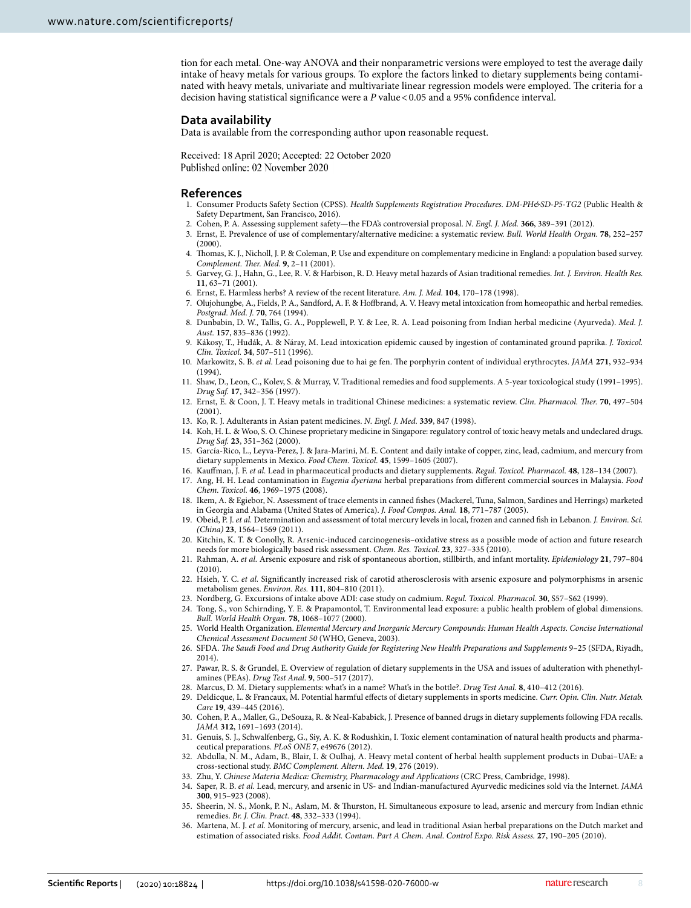tion for each metal. One-way ANOVA and their nonparametric versions were employed to test the average daily intake of heavy metals for various groups. To explore the factors linked to dietary supplements being contaminated with heavy metals, univariate and multivariate linear regression models were employed. The criteria for a decision having statistical significance were a $P$ value $< 0.05$ and a 95% confidence interval.

## Data availability

Data is available from the corresponding author upon reasonable request.

Received: 18 April 2020; Accepted: 22 October 2020
Published online: 02 November 2020

## References

1. Consumer Products Safety Section (CPSS). *Health Supplements Registration Procedures. DM-PH&SD-P5-TG2* (Public Health & Safety Department, San Francisco, 2016).
2. Cohen, P. A. Assessing supplement safety—the FDA's controversial proposal. *N. Engl. J. Med.* **366**, 389–391 (2012).
3. Ernst, E. Prevalence of use of complementary/alternative medicine: a systematic review. *Bull. World Health Organ.* **78**, 252–257 (2000).
4. Thomas, K. J., Nicholl, J. P. & Coleman, P. Use and expenditure on complementary medicine in England: a population based survey. *Complement. Ther. Med.* **9**, 2–11 (2001).
5. Garvey, G. J., Hahn, G., Lee, R. V. & Harbison, R. D. Heavy metal hazards of Asian traditional remedies. *Int. J. Environ. Health Res.* **11**, 63–71 (2001).
6. Ernst, E. Harmless herbs? A review of the recent literature. *Am. J. Med.* **104**, 170–178 (1998).
7. Olujohungbe, A., Fields, P. A., Sandford, A. F. & Hoffbrand, A. V. Heavy metal intoxication from homeopathic and herbal remedies. *Postgrad. Med. J.* **70**, 764 (1994).
8. Dunbabin, D. W., Tallis, G. A., Popplewell, P. Y. & Lee, R. A. Lead poisoning from Indian herbal medicine (Ayurveda). *Med. J. Aust.* **157**, 835–836 (1992).
9. Kákosy, T., Hudák, A. & Náray, M. Lead intoxication epidemic caused by ingestion of contaminated ground paprika. *J. Toxicol. Clin. Toxicol.* **34**, 507–511 (1996).
10. Markowitz, S. B. *et al.* Lead poisoning due to hai ge fen. The porphyrin content of individual erythrocytes. *JAMA* **271**, 932–934 (1994).
11. Shaw, D., Leon, C., Kolev, S. & Murray, V. Traditional remedies and food supplements. A 5-year toxicological study (1991–1995). *Drug Saf.* **17**, 342–356 (1997).
12. Ernst, E. & Coon, J. T. Heavy metals in traditional Chinese medicines: a systematic review. *Clin. Pharmacol. Ther.* **70**, 497–504 (2001).
13. Ko, R. J. Adulterants in Asian patent medicines. *N. Engl. J. Med.* **339**, 847 (1998).
14. Koh, H. L. & Woo, S. O. Chinese proprietary medicine in Singapore: regulatory control of toxic heavy metals and undeclared drugs. *Drug Saf.* **23**, 351–362 (2000).
15. García-Rico, L., Leyva-Perez, J. & Jara-Marini, M. E. Content and daily intake of copper, zinc, lead, cadmium, and mercury from dietary supplements in Mexico. *Food Chem. Toxicol.* **45**, 1599–1605 (2007).
16. Kauffman, J. F. *et al.* Lead in pharmaceutical products and dietary supplements. *Regul. Toxicol. Pharmacol.* **48**, 128–134 (2007).
17. Ang, H. H. Lead contamination in *Eugenia dyeriana* herbal preparations from different commercial sources in Malaysia. *Food Chem. Toxicol.* **46**, 1969–1975 (2008).
18. Ikem, A. & Egiebor, N. Assessment of trace elements in canned fishes (Mackerel, Tuna, Salmon, Sardines and Herrings) marketed in Georgia and Alabama (United States of America). *J. Food Compos. Anal.* **18**, 771–787 (2005).
19. Obeid, P. J. *et al.* Determination and assessment of total mercury levels in local, frozen and canned fish in Lebanon. *J. Environ. Sci. (China)* **23**, 1564–1569 (2011).
20. Kitchin, K. T. & Conolly, R. Arsenic-induced carcinogenesis–oxidative stress as a possible mode of action and future research needs for more biologically based risk assessment. *Chem. Res. Toxicol.* **23**, 327–335 (2010).
21. Rahman, A. *et al.* Arsenic exposure and risk of spontaneous abortion, stillbirth, and infant mortality. *Epidemiology* **21**, 797–804 (2010).
22. Hsieh, Y. C. *et al.* Significantly increased risk of carotid atherosclerosis with arsenic exposure and polymorphisms in arsenic metabolism genes. *Environ. Res.* **111**, 804–810 (2011).
23. Nordberg, G. Excursions of intake above ADI: case study on cadmium. *Regul. Toxicol. Pharmacol.* **30**, S57–S62 (1999).
24. Tong, S., von Schirnding, Y. E. & Prapamontol, T. Environmental lead exposure: a public health problem of global dimensions. *Bull. World Health Organ.* **78**, 1068–1077 (2000).
25. World Health Organization. *Elemental Mercury and Inorganic Mercury Compounds: Human Health Aspects. Concise International Chemical Assessment Document 50* (WHO, Geneva, 2003).
26. SFDA. *The Saudi Food and Drug Authority Guide for Registering New Health Preparations and Supplements* 9–25 (SFDA, Riyadh, 2014).
27. Pawar, R. S. & Grundel, E. Overview of regulation of dietary supplements in the USA and issues of adulteration with phenethylamines (PEAs). *Drug Test Anal.* **9**, 500–517 (2017).
28. Marcus, D. M. Dietary supplements: what's in a name? What's in the bottle?. *Drug Test Anal.* **8**, 410–412 (2016).
29. Deldicque, L. & Francaux, M. Potential harmful effects of dietary supplements in sports medicine. *Curr. Opin. Clin. Nutr. Metab. Care* **19**, 439–445 (2016).
30. Cohen, P. A., Maller, G., DeSouza, R. & Neal-Kababick, J. Presence of banned drugs in dietary supplements following FDA recalls. *JAMA* **312**, 1691–1693 (2014).
31. Genuis, S. J., Schwalfenberg, G., Siy, A. K. & Rodushkin, I. Toxic element contamination of natural health products and pharmaceutical preparations. *PLoS ONE* **7**, e49676 (2012).
32. Abdulla, N. M., Adam, B., Blair, I. & Oulhaj, A. Heavy metal content of herbal health supplement products in Dubai–UAE: a cross-sectional study. *BMC Complement. Altern. Med.* **19**, 276 (2019).
33. Zhu, Y. *Chinese Materia Medica: Chemistry, Pharmacology and Applications* (CRC Press, Cambridge, 1998).
34. Saper, R. B. *et al.* Lead, mercury, and arsenic in US- and Indian-manufactured Ayurvedic medicines sold via the Internet. *JAMA* **300**, 915–923 (2008).
35. Sheerin, N. S., Monk, P. N., Aslam, M. & Thurston, H. Simultaneous exposure to lead, arsenic and mercury from Indian ethnic remedies. *Br. J. Clin. Pract.* **48**, 332–333 (1994).
36. Martena, M. J. *et al.* Monitoring of mercury, arsenic, and lead in traditional Asian herbal preparations on the Dutch market and estimation of associated risks. *Food Addit. Contam. Part A Chem. Anal. Control Expo. Risk Assess.* **27**, 190–205 (2010).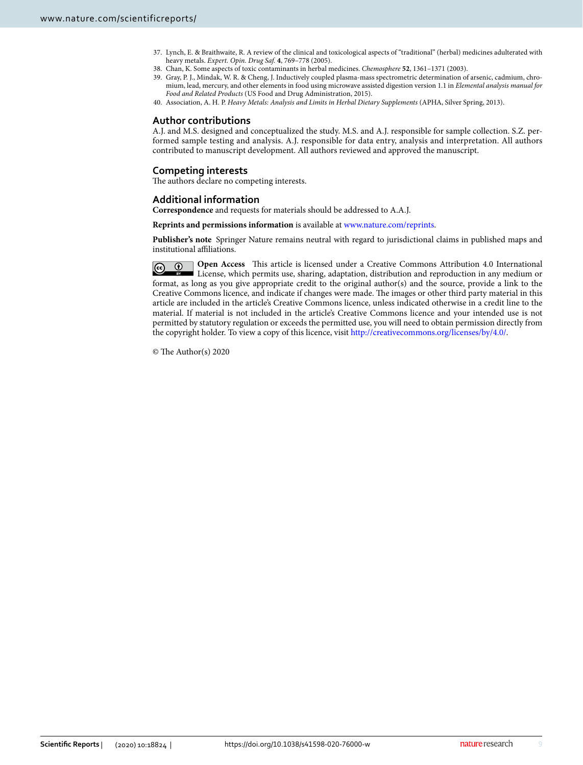37. Lynch, E. & Braithwaite, R. A review of the clinical and toxicological aspects of "traditional" (herbal) medicines adulterated with heavy metals. *Expert. Opin. Drug Saf.* **4**, 769–778 (2005).
38. Chan, K. Some aspects of toxic contaminants in herbal medicines. *Chemosphere* **52**, 1361–1371 (2003).
39. Gray, P. J., Mindak, W. R. & Cheng, J. Inductively coupled plasma-mass spectrometric determination of arsenic, cadmium, chromium, lead, mercury, and other elements in food using microwave assisted digestion version 1.1 in *Elemental analysis manual for Food and Related Products* (US Food and Drug Administration, 2015).
40. Association, A. H. P. *Heavy Metals: Analysis and Limits in Herbal Dietary Supplements* (APHA, Silver Spring, 2013).

## Author contributions

A.J. and M.S. designed and conceptualized the study. M.S. and A.J. responsible for sample collection. S.Z. performed sample testing and analysis. A.J. responsible for data entry, analysis and interpretation. All authors contributed to manuscript development. All authors reviewed and approved the manuscript.

## Competing interests

The authors declare no competing interests.

## Additional information

**Correspondence** and requests for materials should be addressed to A.A.J.

**Reprints and permissions information** is available at www.nature.com/reprints.

**Publisher's note** Springer Nature remains neutral with regard to jurisdictional claims in published maps and institutional affiliations.

**Open Access** This article is licensed under a Creative Commons Attribution 4.0 International License, which permits use, sharing, adaptation, distribution and reproduction in any medium or format, as long as you give appropriate credit to the original author(s) and the source, provide a link to the Creative Commons licence, and indicate if changes were made. The images or other third party material in this article are included in the article's Creative Commons licence, unless indicated otherwise in a credit line to the material. If material is not included in the article's Creative Commons licence and your intended use is not permitted by statutory regulation or exceeds the permitted use, you will need to obtain permission directly from the copyright holder. To view a copy of this licence, visit http://creativecommons.org/licenses/by/4.0/.

© The Author(s) 2020